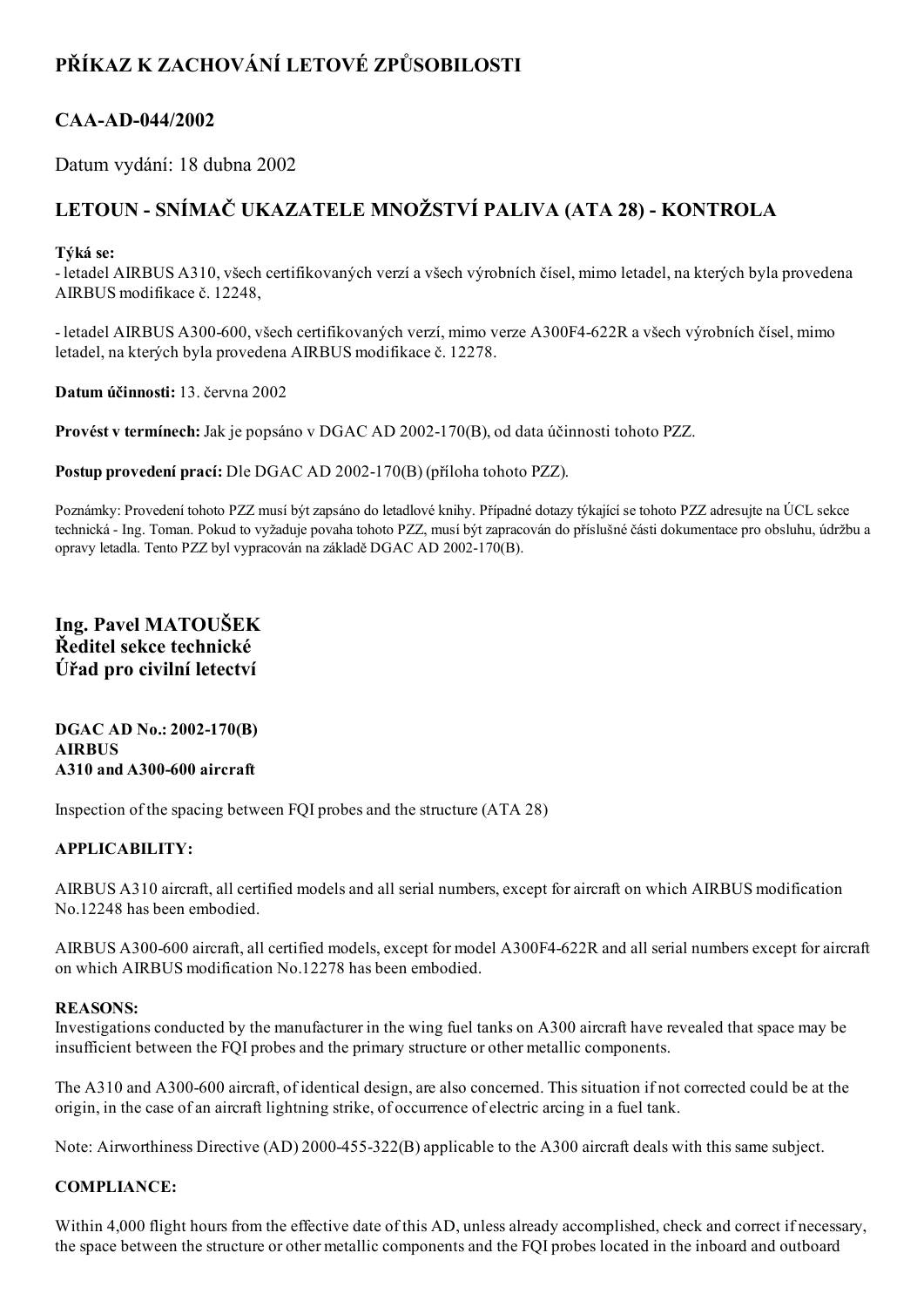# PŘÍKAZ K ZACHOVÁNÍ LETOVÉ ZPŮSOBILOSTI

## CAA-AD-044/2002

Datum vydání: 18 dubna 2002

## LETOUN - SNÍMAČ UKAZATELE MNOŽSTVÍ PALIVA (ATA 28) - KONTROLA

**Týká se:**

- letadel AIRBUS A310, všech certifikovaných verzí a všech výrobních čísel, mimo letadel, na kterých byla provedena AIRBUS modifikace č. 12248,

- letadel AIRBUS A300-600, všech certifikovaných verzí, mimo verze A300F4-622R a všech výrobních čísel, mimo letadel, na kterých byla provedena AIRBUS modifikace č. 12278.

**Datum účinnosti:** 13. června 2002

**Provést v termínech:** Jak je popsáno v DGAC AD 2002-170(B), od data účinnosti tohoto PZZ.

**Postup provedení prací:** Dle DGAC AD 2002-170(B) (příloha tohoto PZZ).

Poznámky: Provedení tohoto PZZ musí být zapsáno do letadlové knihy. Případné dotazy týkající se tohoto PZZ adresujte na ÚCL sekce technická - Ing. Toman. Pokud to vyžaduje povaha tohoto PZZ, musí být zapracován do příslušné části dokumentace pro obsluhu, údržbu a opravy letadla. Tento PZZ byl vypracován na základě DGAC AD 2002-170(B).

**Ing. Pavel MATOUŠEK**
**Ředitel sekce technické**
**Úřad pro civilní letectví**

**DGAC AD No.: 2002-170(B)**
**AIRBUS**
**A310 and A300-600 aircraft**

Inspection of the spacing between FQI probes and the structure (ATA 28)

**APPLICABILITY:**

AIRBUS A310 aircraft, all certified models and all serial numbers, except for aircraft on which AIRBUS modification No.12248 has been embodied.

AIRBUS A300-600 aircraft, all certified models, except for model A300F4-622R and all serial numbers except for aircraft on which AIRBUS modification No.12278 has been embodied.

**REASONS:**

Investigations conducted by the manufacturer in the wing fuel tanks on A300 aircraft have revealed that space may be insufficient between the FQI probes and the primary structure or other metallic components.

The A310 and A300-600 aircraft, of identical design, are also concerned. This situation if not corrected could be at the origin, in the case of an aircraft lightning strike, of occurrence of electric arcing in a fuel tank.

Note: Airworthiness Directive (AD) 2000-455-322(B) applicable to the A300 aircraft deals with this same subject.

**COMPLIANCE:**

Within 4,000 flight hours from the effective date of this AD, unless already accomplished, check and correct if necessary, the space between the structure or other metallic components and the FQI probes located in the inboard and outboard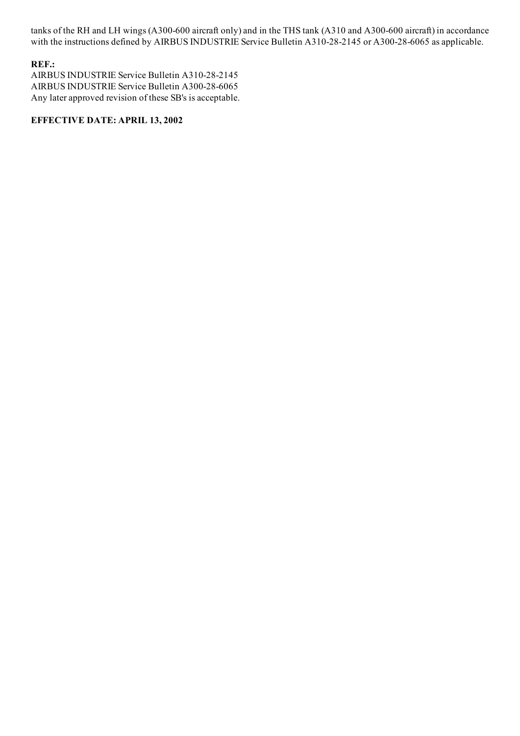tanks of the RH and LH wings (A300-600 aircraft only) and in the THS tank (A310 and A300-600 aircraft) in accordance with the instructions defined by AIRBUS INDUSTRIE Service Bulletin A310-28-2145 or A300-28-6065 as applicable.

**REF.:**
AIRBUS INDUSTRIE Service Bulletin A310-28-2145
AIRBUS INDUSTRIE Service Bulletin A300-28-6065
Any later approved revision of these SB's is acceptable.

**EFFECTIVE DATE: APRIL 13, 2002**